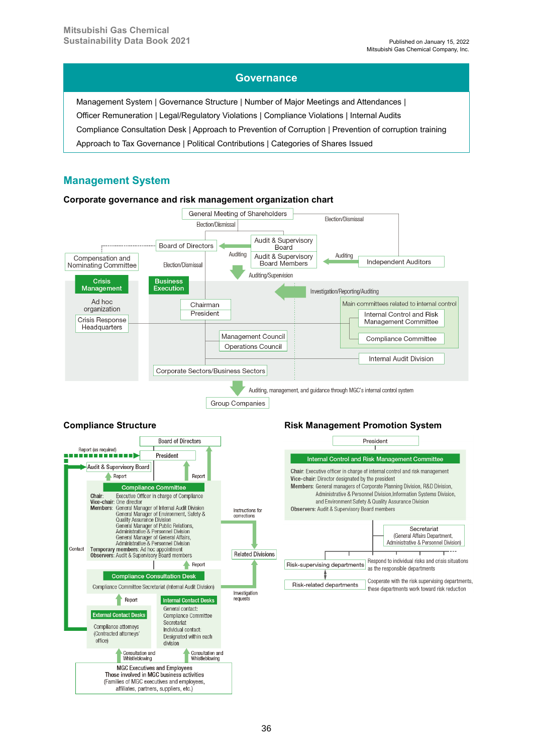# Governance

Management System | Governance Structure | Number of Major Meetings and Attendances | Officer Remuneration | Legal/Regulatory Violations | Compliance Violations | Internal Audits | Compliance Consultation Desk | Approach to Prevention of Corruption | Prevention of corruption training | Approach to Tax Governance | Political Contributions | Categories of Shares Issued

## Management System

### Corporate governance and risk management organization chart

General Meeting of Shareholders

Election/Dismissal

Election/Dismissal

Board of Directors

Audit & Supervisory Board

Audit & Supervisory Board Members

Auditing

Auditing

Independent Auditors

Compensation and Nominating Committee

Election/Dismissal

Auditing/Supervision

Crisis Management

Business Execution

Investigation/Reporting/Auditing

Ad hoc organization

Crisis Response Headquarters

Chairman

President

Main committees related to internal control

Internal Control and Risk Management Committee

Compliance Committee

Management Council

Operations Council

Internal Audit Division

Corporate Sectors/Business Sectors

Auditing, management, and guidance through MGC's internal control system

Group Companies

### Compliance Structure

Board of Directors

Report (as required)

President

Audit & Supervisory Board

Report

Report

Compliance Committee

**Chair:** Executive Officer in charge of Compliance
**Vice-chair:** One director
**Members:** General Manager of Internal Audit Division
General Manager of Environment, Safety & Quality Assurance Division
General Manager of Public Relations, Administrative & Personnel Division
General Manager of General Affairs, Administrative & Personnel Division
**Temporary members:** Ad hoc appointment
**Observers:** Audit & Supervisory Board members

Instructions for corrections

Contact

Related Divisions

Report

Compliance Consultation Desk

Compliance Committee Secretariat (Internal Audit Division)

Investigation requests

Report

Internal Contact Desks

General contact: Compliance Committee Secretariat
Individual contact: Designated within each division

External Contact Desks

Compliance attorneys (Contracted attorneys' office)

Consultation and Whistleblowing

Consultation and Whistleblowing

MGC Executives and Employees
Those involved in MGC business activities
(Families of MGC executives and employees, affiliates, partners, suppliers, etc.)

### Risk Management Promotion System

President

Internal Control and Risk Management Committee

**Chair:** Executive officer in charge of internal control and risk management
**Vice-chair:** Director designated by the president
**Members:** General managers of Corporate Planning Division, R&D Division, Administrative & Personnel Division, Information Systems Division, and Environment Safety & Quality Assurance Division
**Observers:** Audit & Supervisory Board members

Secretariat
(General Affairs Department, Administrative & Personnel Division)

Risk-supervising departments — Respond to individual risks and crisis situations as the responsible departments

Risk-related departments — Cooperate with the risk supervising departments, these departments work toward risk reduction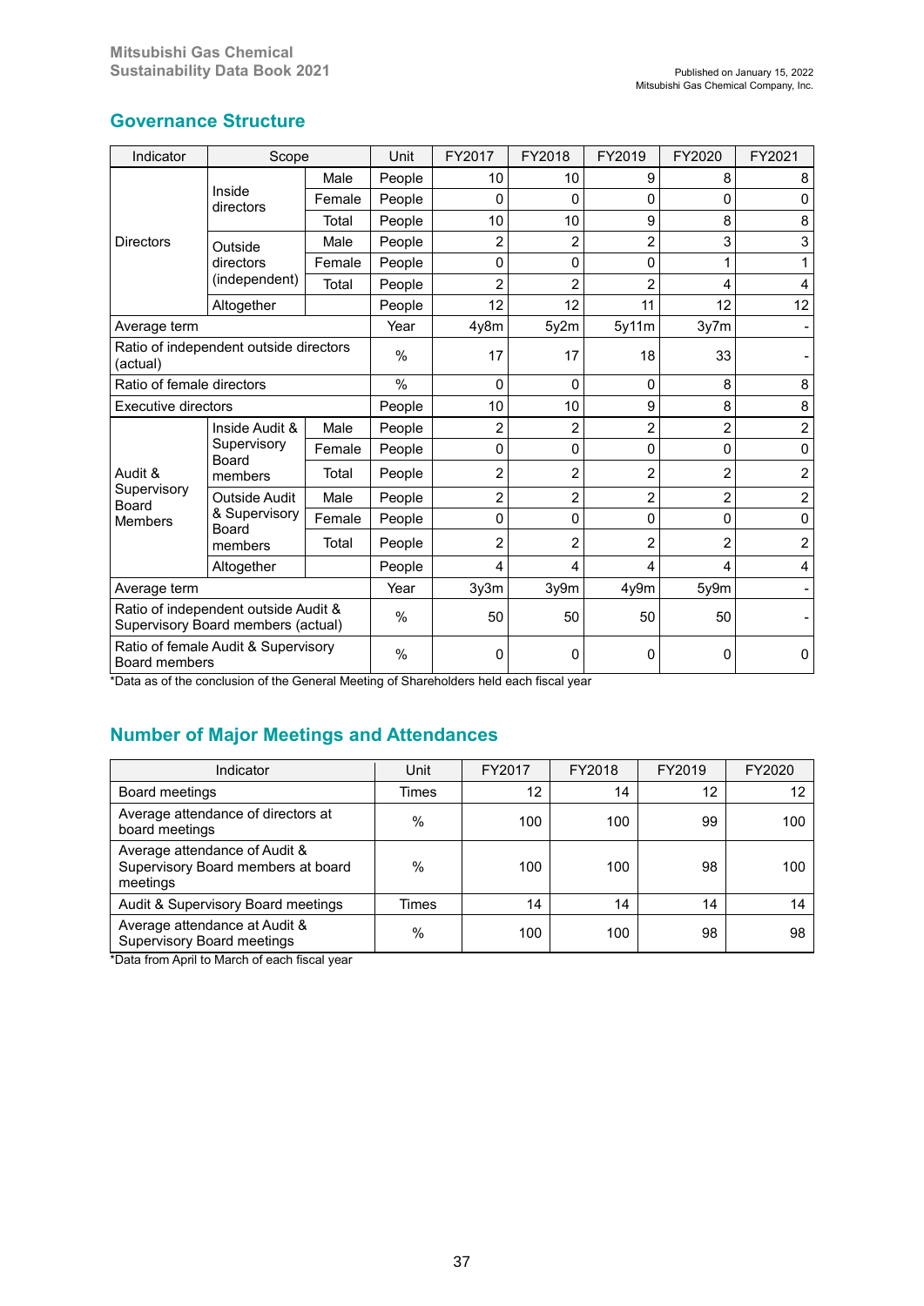## Governance Structure

| Indicator | Scope | | Unit | FY2017 | FY2018 | FY2019 | FY2020 | FY2021 |
|---|---|---|---|---|---|---|---|---|
| Directors | Inside directors | Male | People | 10 | 10 | 9 | 8 | 8 |
| | | Female | People | 0 | 0 | 0 | 0 | 0 |
| | | Total | People | 10 | 10 | 9 | 8 | 8 |
| | Outside directors (independent) | Male | People | 2 | 2 | 2 | 3 | 3 |
| | | Female | People | 0 | 0 | 0 | 1 | 1 |
| | | Total | People | 2 | 2 | 2 | 4 | 4 |
| | Altogether | | People | 12 | 12 | 11 | 12 | 12 |
| Average term | | | Year | 4y8m | 5y2m | 5y11m | 3y7m | - |
| Ratio of independent outside directors (actual) | | | % | 17 | 17 | 18 | 33 | - |
| Ratio of female directors | | | % | 0 | 0 | 0 | 8 | 8 |
| Executive directors | | | People | 10 | 10 | 9 | 8 | 8 |
| Audit & Supervisory Board Members | Inside Audit & Supervisory Board members | Male | People | 2 | 2 | 2 | 2 | 2 |
| | | Female | People | 0 | 0 | 0 | 0 | 0 |
| | | Total | People | 2 | 2 | 2 | 2 | 2 |
| | Outside Audit & Supervisory Board members | Male | People | 2 | 2 | 2 | 2 | 2 |
| | | Female | People | 0 | 0 | 0 | 0 | 0 |
| | | Total | People | 2 | 2 | 2 | 2 | 2 |
| | Altogether | | People | 4 | 4 | 4 | 4 | 4 |
| Average term | | | Year | 3y3m | 3y9m | 4y9m | 5y9m | - |
| Ratio of independent outside Audit & Supervisory Board members (actual) | | | % | 50 | 50 | 50 | 50 | - |
| Ratio of female Audit & Supervisory Board members | | | % | 0 | 0 | 0 | 0 | 0 |

*Data as of the conclusion of the General Meeting of Shareholders held each fiscal year

## Number of Major Meetings and Attendances

| Indicator | Unit | FY2017 | FY2018 | FY2019 | FY2020 |
|---|---|---|---|---|---|
| Board meetings | Times | 12 | 14 | 12 | 12 |
| Average attendance of directors at board meetings | % | 100 | 100 | 99 | 100 |
| Average attendance of Audit & Supervisory Board members at board meetings | % | 100 | 100 | 98 | 100 |
| Audit & Supervisory Board meetings | Times | 14 | 14 | 14 | 14 |
| Average attendance at Audit & Supervisory Board meetings | % | 100 | 100 | 98 | 98 |

*Data from April to March of each fiscal year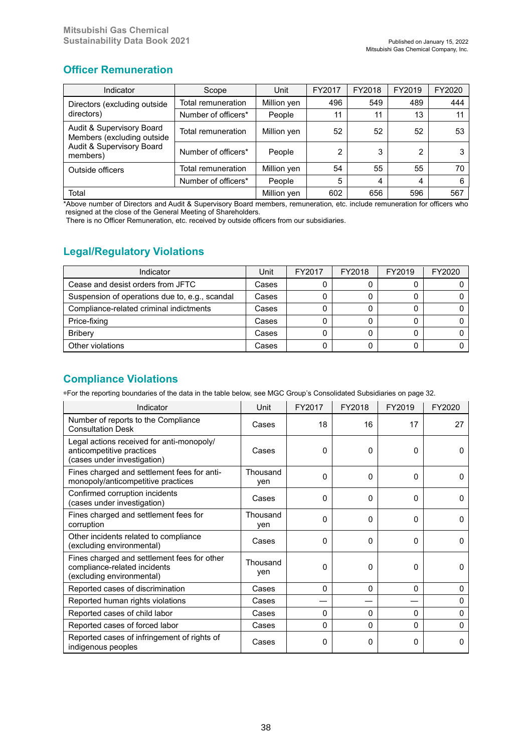## Officer Remuneration

| Indicator | Scope | Unit | FY2017 | FY2018 | FY2019 | FY2020 |
|---|---|---|---|---|---|---|
| Directors (excluding outside directors) | Total remuneration | Million yen | 496 | 549 | 489 | 444 |
| | Number of officers* | People | 11 | 11 | 13 | 11 |
| Audit & Supervisory Board Members (excluding outside Audit & Supervisory Board members) | Total remuneration | Million yen | 52 | 52 | 52 | 53 |
| | Number of officers* | People | 2 | 3 | 2 | 3 |
| Outside officers | Total remuneration | Million yen | 54 | 55 | 55 | 70 |
| | Number of officers* | People | 5 | 4 | 4 | 6 |
| Total | | Million yen | 602 | 656 | 596 | 567 |

*Above number of Directors and Audit & Supervisory Board members, remuneration, etc. include remuneration for officers who resigned at the close of the General Meeting of Shareholders.
There is no Officer Remuneration, etc. received by outside officers from our subsidiaries.

## Legal/Regulatory Violations

| Indicator | Unit | FY2017 | FY2018 | FY2019 | FY2020 |
|---|---|---|---|---|---|
| Cease and desist orders from JFTC | Cases | 0 | 0 | 0 | 0 |
| Suspension of operations due to, e.g., scandal | Cases | 0 | 0 | 0 | 0 |
| Compliance-related criminal indictments | Cases | 0 | 0 | 0 | 0 |
| Price-fixing | Cases | 0 | 0 | 0 | 0 |
| Bribery | Cases | 0 | 0 | 0 | 0 |
| Other violations | Cases | 0 | 0 | 0 | 0 |

## Compliance Violations

*For the reporting boundaries of the data in the table below, see MGC Group's Consolidated Subsidiaries on page 32.

| Indicator | Unit | FY2017 | FY2018 | FY2019 | FY2020 |
|---|---|---|---|---|---|
| Number of reports to the Compliance Consultation Desk | Cases | 18 | 16 | 17 | 27 |
| Legal actions received for anti-monopoly/anticompetitive practices (cases under investigation) | Cases | 0 | 0 | 0 | 0 |
| Fines charged and settlement fees for anti-monopoly/anticompetitive practices | Thousand yen | 0 | 0 | 0 | 0 |
| Confirmed corruption incidents (cases under investigation) | Cases | 0 | 0 | 0 | 0 |
| Fines charged and settlement fees for corruption | Thousand yen | 0 | 0 | 0 | 0 |
| Other incidents related to compliance (excluding environmental) | Cases | 0 | 0 | 0 | 0 |
| Fines charged and settlement fees for other compliance-related incidents (excluding environmental) | Thousand yen | 0 | 0 | 0 | 0 |
| Reported cases of discrimination | Cases | 0 | 0 | 0 | 0 |
| Reported human rights violations | Cases | — | — | — | 0 |
| Reported cases of child labor | Cases | 0 | 0 | 0 | 0 |
| Reported cases of forced labor | Cases | 0 | 0 | 0 | 0 |
| Reported cases of infringement of rights of indigenous peoples | Cases | 0 | 0 | 0 | 0 |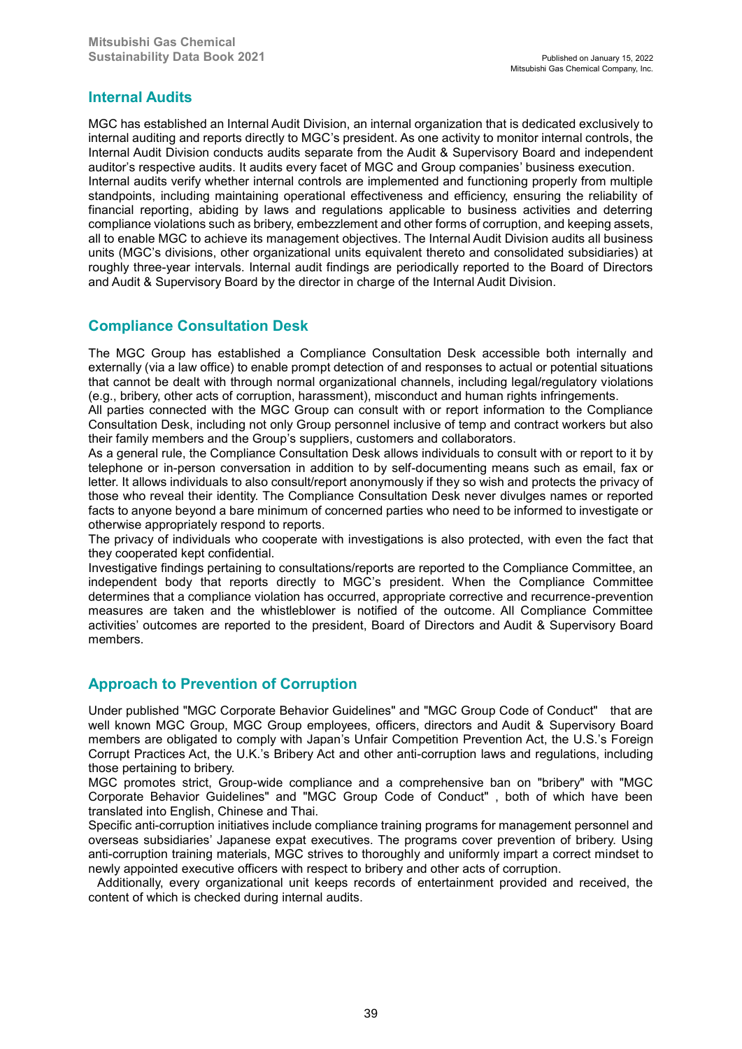## Internal Audits

MGC has established an Internal Audit Division, an internal organization that is dedicated exclusively to internal auditing and reports directly to MGC's president. As one activity to monitor internal controls, the Internal Audit Division conducts audits separate from the Audit & Supervisory Board and independent auditor's respective audits. It audits every facet of MGC and Group companies' business execution.
Internal audits verify whether internal controls are implemented and functioning properly from multiple standpoints, including maintaining operational effectiveness and efficiency, ensuring the reliability of financial reporting, abiding by laws and regulations applicable to business activities and deterring compliance violations such as bribery, embezzlement and other forms of corruption, and keeping assets, all to enable MGC to achieve its management objectives. The Internal Audit Division audits all business units (MGC's divisions, other organizational units equivalent thereto and consolidated subsidiaries) at roughly three-year intervals. Internal audit findings are periodically reported to the Board of Directors and Audit & Supervisory Board by the director in charge of the Internal Audit Division.

## Compliance Consultation Desk

The MGC Group has established a Compliance Consultation Desk accessible both internally and externally (via a law office) to enable prompt detection of and responses to actual or potential situations that cannot be dealt with through normal organizational channels, including legal/regulatory violations (e.g., bribery, other acts of corruption, harassment), misconduct and human rights infringements.
All parties connected with the MGC Group can consult with or report information to the Compliance Consultation Desk, including not only Group personnel inclusive of temp and contract workers but also their family members and the Group's suppliers, customers and collaborators.
As a general rule, the Compliance Consultation Desk allows individuals to consult with or report to it by telephone or in-person conversation in addition to by self-documenting means such as email, fax or letter. It allows individuals to also consult/report anonymously if they so wish and protects the privacy of those who reveal their identity. The Compliance Consultation Desk never divulges names or reported facts to anyone beyond a bare minimum of concerned parties who need to be informed to investigate or otherwise appropriately respond to reports.
The privacy of individuals who cooperate with investigations is also protected, with even the fact that they cooperated kept confidential.
Investigative findings pertaining to consultations/reports are reported to the Compliance Committee, an independent body that reports directly to MGC's president. When the Compliance Committee determines that a compliance violation has occurred, appropriate corrective and recurrence-prevention measures are taken and the whistleblower is notified of the outcome. All Compliance Committee activities' outcomes are reported to the president, Board of Directors and Audit & Supervisory Board members.

## Approach to Prevention of Corruption

Under published "MGC Corporate Behavior Guidelines" and "MGC Group Code of Conduct" that are well known MGC Group, MGC Group employees, officers, directors and Audit & Supervisory Board members are obligated to comply with Japan's Unfair Competition Prevention Act, the U.S.'s Foreign Corrupt Practices Act, the U.K.'s Bribery Act and other anti-corruption laws and regulations, including those pertaining to bribery.
MGC promotes strict, Group-wide compliance and a comprehensive ban on "bribery" with "MGC Corporate Behavior Guidelines" and "MGC Group Code of Conduct" , both of which have been translated into English, Chinese and Thai.
Specific anti-corruption initiatives include compliance training programs for management personnel and overseas subsidiaries' Japanese expat executives. The programs cover prevention of bribery. Using anti-corruption training materials, MGC strives to thoroughly and uniformly impart a correct mindset to newly appointed executive officers with respect to bribery and other acts of corruption.
Additionally, every organizational unit keeps records of entertainment provided and received, the content of which is checked during internal audits.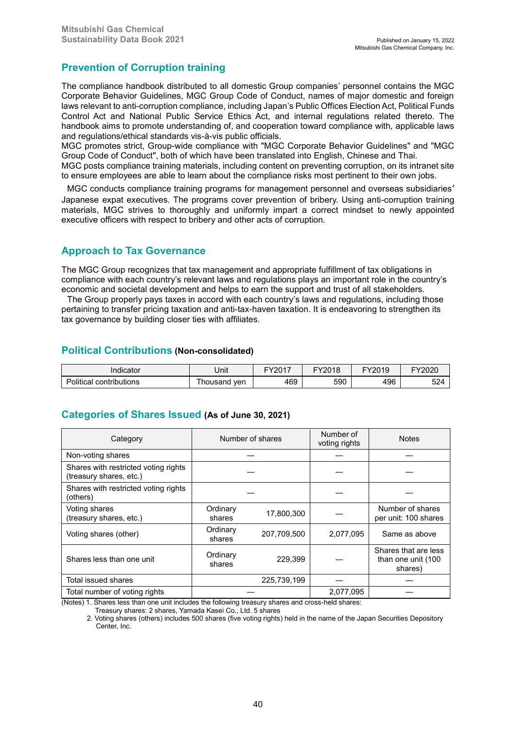## Prevention of Corruption training

The compliance handbook distributed to all domestic Group companies' personnel contains the MGC Corporate Behavior Guidelines, MGC Group Code of Conduct, names of major domestic and foreign laws relevant to anti-corruption compliance, including Japan's Public Offices Election Act, Political Funds Control Act and National Public Service Ethics Act, and internal regulations related thereto. The handbook aims to promote understanding of, and cooperation toward compliance with, applicable laws and regulations/ethical standards vis-à-vis public officials.
MGC promotes strict, Group-wide compliance with "MGC Corporate Behavior Guidelines" and "MGC Group Code of Conduct", both of which have been translated into English, Chinese and Thai.
MGC posts compliance training materials, including content on preventing corruption, on its intranet site to ensure employees are able to learn about the compliance risks most pertinent to their own jobs.

MGC conducts compliance training programs for management personnel and overseas subsidiaries′ Japanese expat executives. The programs cover prevention of bribery. Using anti-corruption training materials, MGC strives to thoroughly and uniformly impart a correct mindset to newly appointed executive officers with respect to bribery and other acts of corruption.

## Approach to Tax Governance

The MGC Group recognizes that tax management and appropriate fulfillment of tax obligations in compliance with each country's relevant laws and regulations plays an important role in the country's economic and societal development and helps to earn the support and trust of all stakeholders.
The Group properly pays taxes in accord with each country's laws and regulations, including those pertaining to transfer pricing taxation and anti-tax-haven taxation. It is endeavoring to strengthen its tax governance by building closer ties with affiliates.

## Political Contributions **(Non-consolidated)**

| Indicator | Unit | FY2017 | FY2018 | FY2019 | FY2020 |
|---|---|---|---|---|---|
| Political contributions | Thousand yen | 469 | 590 | 496 | 524 |

## Categories of Shares Issued **(As of June 30, 2021)**

| Category | Number of shares | | Number of voting rights | Notes |
|---|---|---|---|---|
| Non-voting shares | — | | — | — |
| Shares with restricted voting rights (treasury shares, etc.) | — | | — | — |
| Shares with restricted voting rights (others) | — | | — | — |
| Voting shares (treasury shares, etc.) | Ordinary shares | 17,800,300 | — | Number of shares per unit: 100 shares |
| Voting shares (other) | Ordinary shares | 207,709,500 | 2,077,095 | Same as above |
| Shares less than one unit | Ordinary shares | 229,399 | — | Shares that are less than one unit (100 shares) |
| Total issued shares | | 225,739,199 | — | — |
| Total number of voting rights | — | | 2,077,095 | — |

(Notes) 1. Shares less than one unit includes the following treasury shares and cross-held shares:
Treasury shares: 2 shares, Yamada Kasei Co., Ltd. 5 shares
2. Voting shares (others) includes 500 shares (five voting rights) held in the name of the Japan Securities Depository Center, Inc.